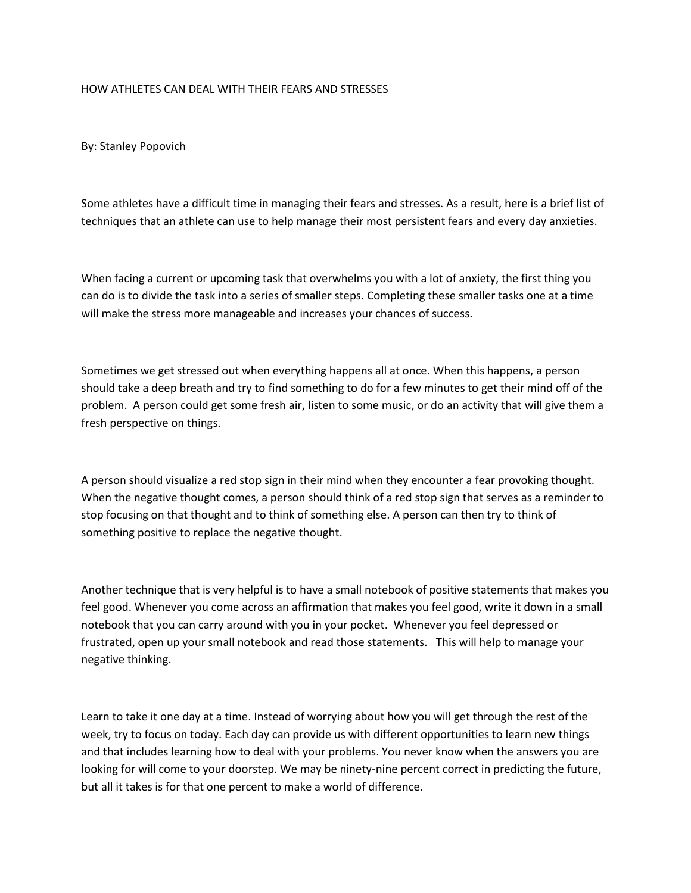# HOW ATHLETES CAN DEAL WITH THEIR FEARS AND STRESSES

By: Stanley Popovich

Some athletes have a difficult time in managing their fears and stresses. As a result, here is a brief list of techniques that an athlete can use to help manage their most persistent fears and every day anxieties.

When facing a current or upcoming task that overwhelms you with a lot of anxiety, the first thing you can do is to divide the task into a series of smaller steps. Completing these smaller tasks one at a time will make the stress more manageable and increases your chances of success.

Sometimes we get stressed out when everything happens all at once. When this happens, a person should take a deep breath and try to find something to do for a few minutes to get their mind off of the problem. A person could get some fresh air, listen to some music, or do an activity that will give them a fresh perspective on things.

A person should visualize a red stop sign in their mind when they encounter a fear provoking thought. When the negative thought comes, a person should think of a red stop sign that serves as a reminder to stop focusing on that thought and to think of something else. A person can then try to think of something positive to replace the negative thought.

Another technique that is very helpful is to have a small notebook of positive statements that makes you feel good. Whenever you come across an affirmation that makes you feel good, write it down in a small notebook that you can carry around with you in your pocket. Whenever you feel depressed or frustrated, open up your small notebook and read those statements. This will help to manage your negative thinking.

Learn to take it one day at a time. Instead of worrying about how you will get through the rest of the week, try to focus on today. Each day can provide us with different opportunities to learn new things and that includes learning how to deal with your problems. You never know when the answers you are looking for will come to your doorstep. We may be ninety-nine percent correct in predicting the future, but all it takes is for that one percent to make a world of difference.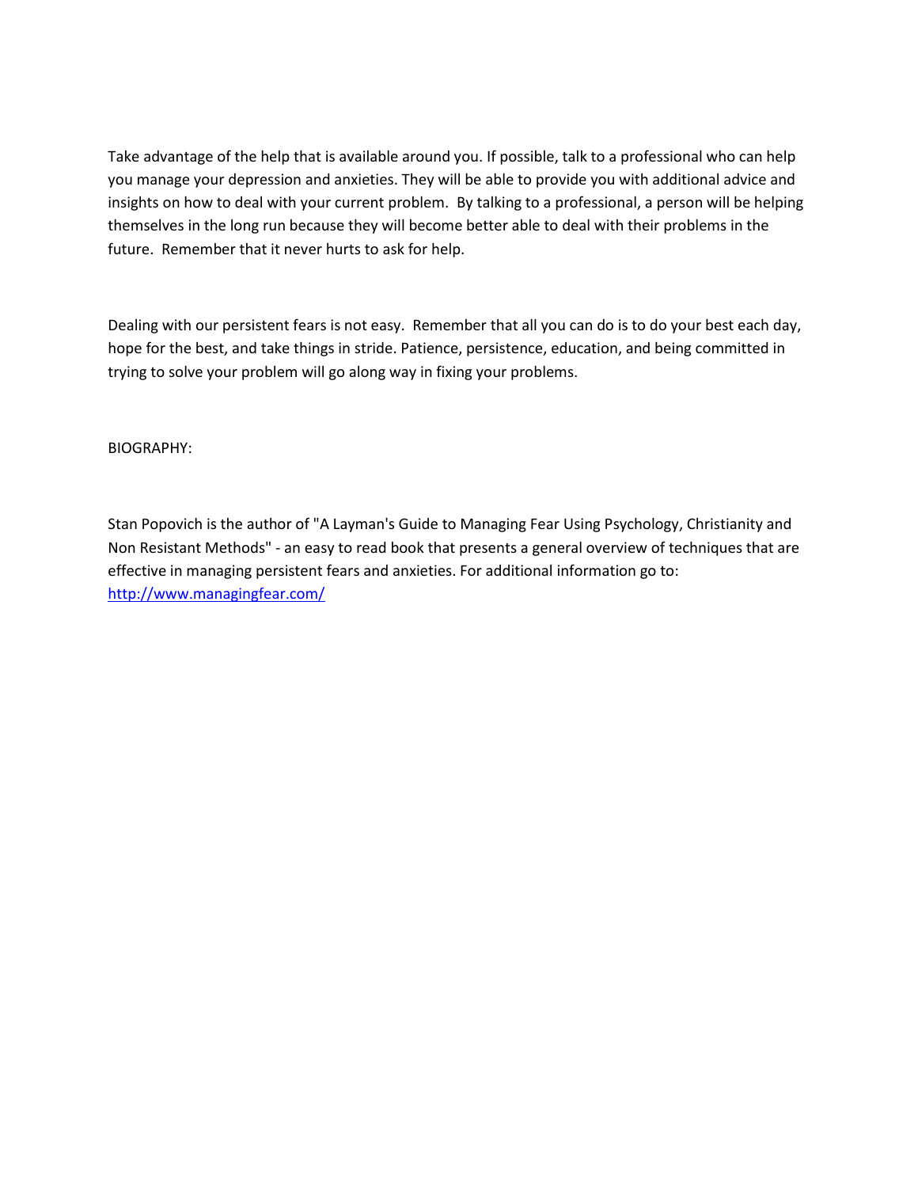Take advantage of the help that is available around you. If possible, talk to a professional who can help you manage your depression and anxieties. They will be able to provide you with additional advice and insights on how to deal with your current problem. By talking to a professional, a person will be helping themselves in the long run because they will become better able to deal with their problems in the future. Remember that it never hurts to ask for help.

Dealing with our persistent fears is not easy. Remember that all you can do is to do your best each day, hope for the best, and take things in stride. Patience, persistence, education, and being committed in trying to solve your problem will go along way in fixing your problems.

BIOGRAPHY:

Stan Popovich is the author of "A Layman's Guide to Managing Fear Using Psychology, Christianity and Non Resistant Methods" - an easy to read book that presents a general overview of techniques that are effective in managing persistent fears and anxieties. For additional information go to: [http://www.managingfear.com/](http://www.managingfear.com/)